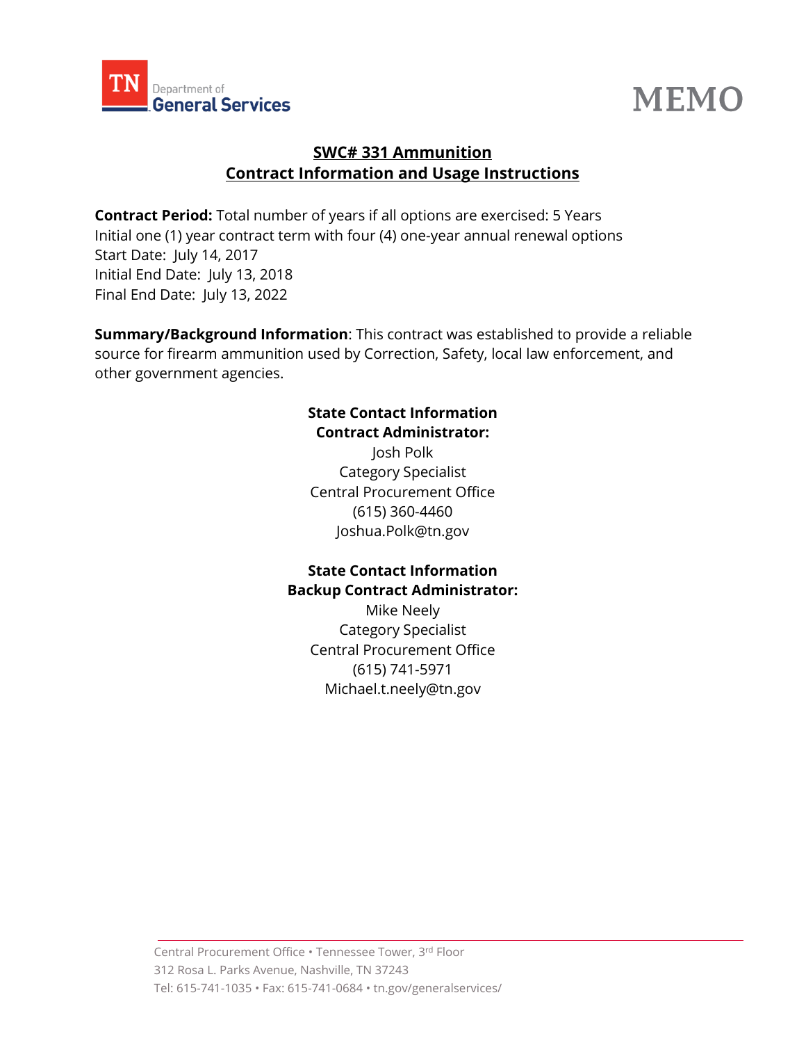TN Department of General Services

# MEMO

## SWC# 331 Ammunition
## Contract Information and Usage Instructions

**Contract Period:** Total number of years if all options are exercised: 5 Years
Initial one (1) year contract term with four (4) one-year annual renewal options
Start Date: July 14, 2017
Initial End Date: July 13, 2018
Final End Date: July 13, 2022

**Summary/Background Information**: This contract was established to provide a reliable source for firearm ammunition used by Correction, Safety, local law enforcement, and other government agencies.

**State Contact Information**
**Contract Administrator:**
Josh Polk
Category Specialist
Central Procurement Office
(615) 360-4460
Joshua.Polk@tn.gov

**State Contact Information**
**Backup Contract Administrator:**
Mike Neely
Category Specialist
Central Procurement Office
(615) 741-5971
Michael.t.neely@tn.gov

Central Procurement Office • Tennessee Tower, 3rd Floor
312 Rosa L. Parks Avenue, Nashville, TN 37243
Tel: 615-741-1035 • Fax: 615-741-0684 • tn.gov/generalservices/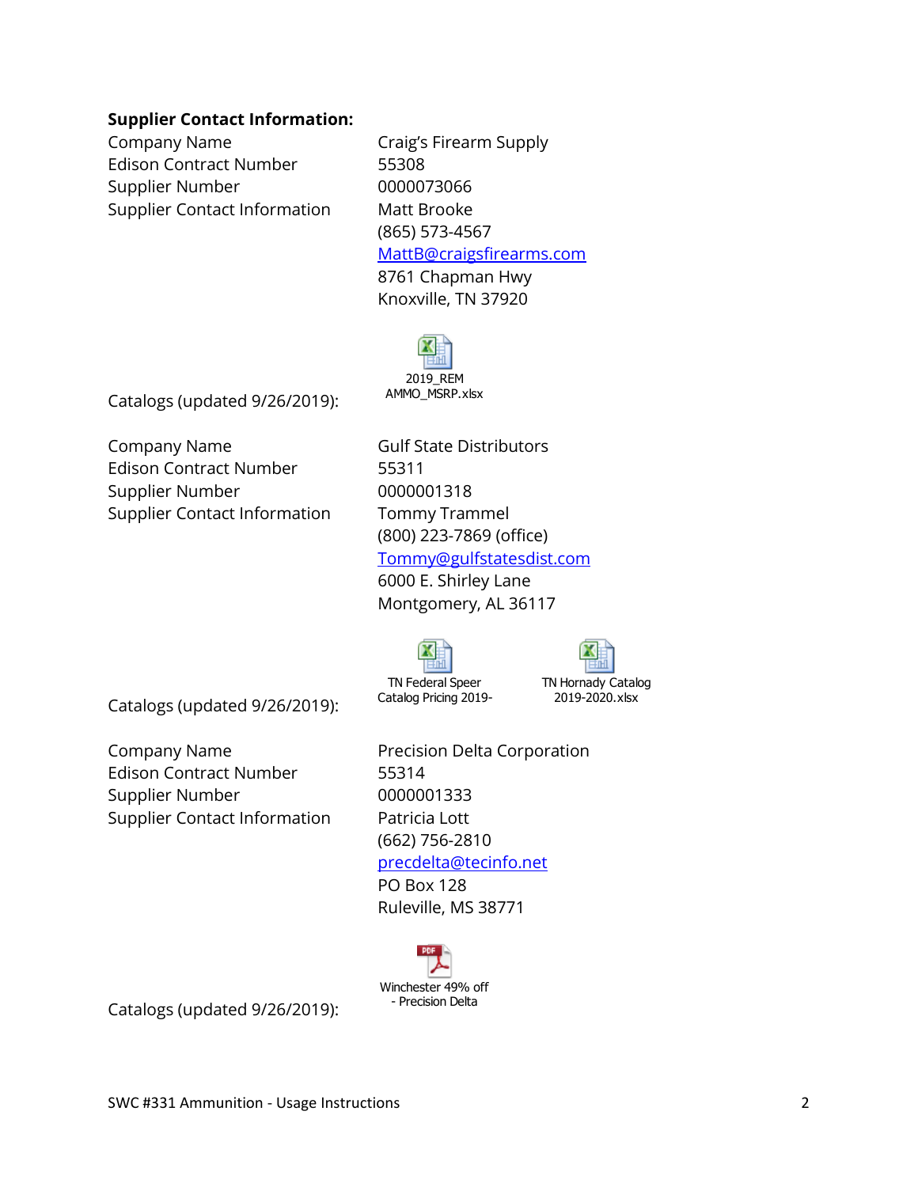**Supplier Contact Information:**

| | |
|---|---|
| Company Name | Craig's Firearm Supply |
| Edison Contract Number | 55308 |
| Supplier Number | 0000073066 |
| Supplier Contact Information | Matt Brooke<br>(865) 573-4567<br>MattB@craigsfirearms.com<br>8761 Chapman Hwy<br>Knoxville, TN 37920 |
| Catalogs (updated 9/26/2019): | 2019_REM AMMO_MSRP.xlsx |

| | |
|---|---|
| Company Name | Gulf State Distributors |
| Edison Contract Number | 55311 |
| Supplier Number | 0000001318 |
| Supplier Contact Information | Tommy Trammel<br>(800) 223-7869 (office)<br>Tommy@gulfstatesdist.com<br>6000 E. Shirley Lane<br>Montgomery, AL 36117 |
| Catalogs (updated 9/26/2019): | TN Federal Speer Catalog Pricing 2019-<br>TN Hornady Catalog 2019-2020.xlsx |

| | |
|---|---|
| Company Name | Precision Delta Corporation |
| Edison Contract Number | 55314 |
| Supplier Number | 0000001333 |
| Supplier Contact Information | Patricia Lott<br>(662) 756-2810<br>precdelta@tecinfo.net<br>PO Box 128<br>Ruleville, MS 38771 |
| Catalogs (updated 9/26/2019): | Winchester 49% off - Precision Delta |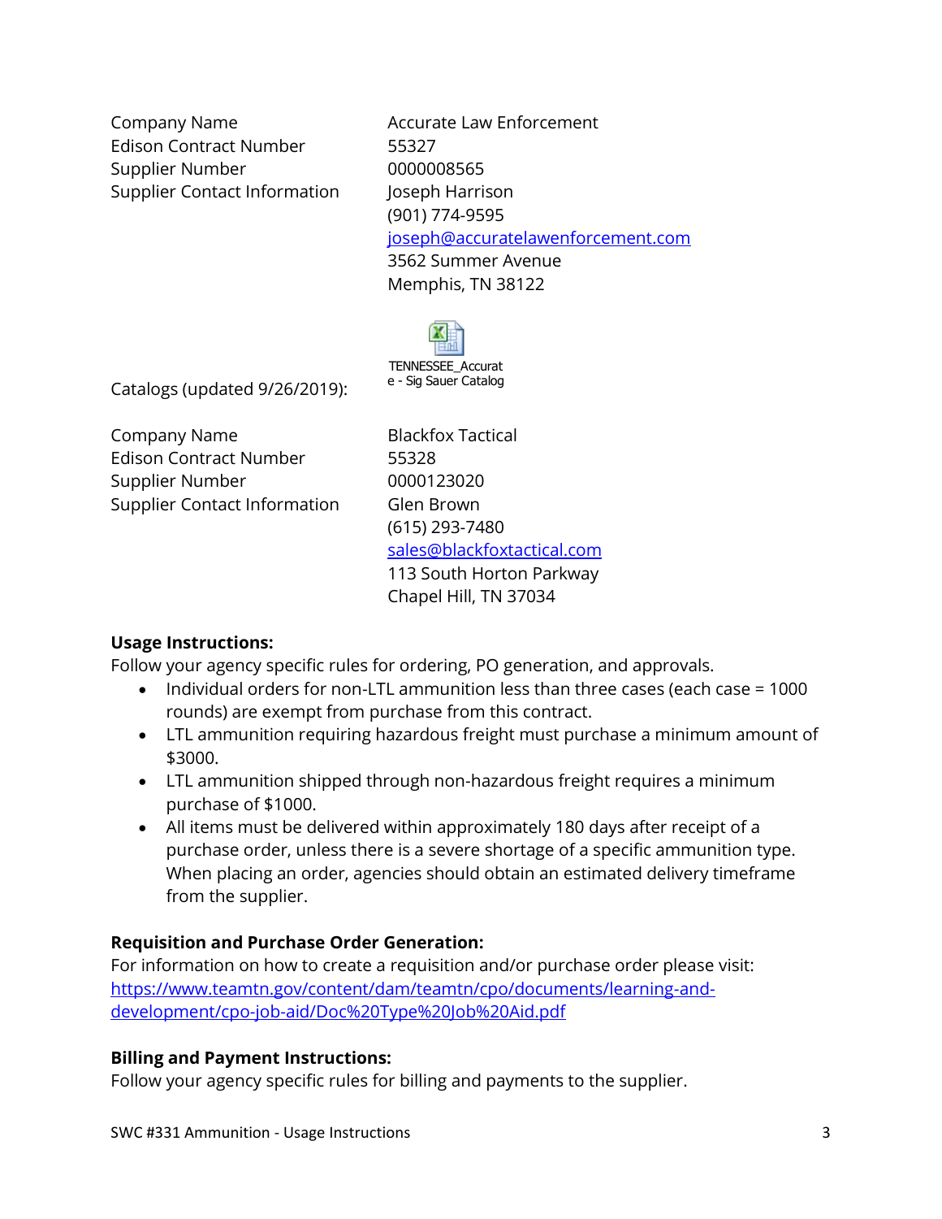| | |
|---|---|
| Company Name | Accurate Law Enforcement |
| Edison Contract Number | 55327 |
| Supplier Number | 0000008565 |
| Supplier Contact Information | Joseph Harrison<br>(901) 774-9595<br>joseph@accuratelawenforcement.com<br>3562 Summer Avenue<br>Memphis, TN 38122 |
| Catalogs (updated 9/26/2019): | TENNESSEE_Accurate - Sig Sauer Catalog |

| | |
|---|---|
| Company Name | Blackfox Tactical |
| Edison Contract Number | 55328 |
| Supplier Number | 0000123020 |
| Supplier Contact Information | Glen Brown<br>(615) 293-7480<br>sales@blackfoxtactical.com<br>113 South Horton Parkway<br>Chapel Hill, TN 37034 |

**Usage Instructions:**

Follow your agency specific rules for ordering, PO generation, and approvals.

- Individual orders for non-LTL ammunition less than three cases (each case = 1000 rounds) are exempt from purchase from this contract.
- LTL ammunition requiring hazardous freight must purchase a minimum amount of $3000.
- LTL ammunition shipped through non-hazardous freight requires a minimum purchase of $1000.
- All items must be delivered within approximately 180 days after receipt of a purchase order, unless there is a severe shortage of a specific ammunition type. When placing an order, agencies should obtain an estimated delivery timeframe from the supplier.

**Requisition and Purchase Order Generation:**

For information on how to create a requisition and/or purchase order please visit:
https://www.teamtn.gov/content/dam/teamtn/cpo/documents/learning-and-development/cpo-job-aid/Doc%20Type%20Job%20Aid.pdf

**Billing and Payment Instructions:**

Follow your agency specific rules for billing and payments to the supplier.